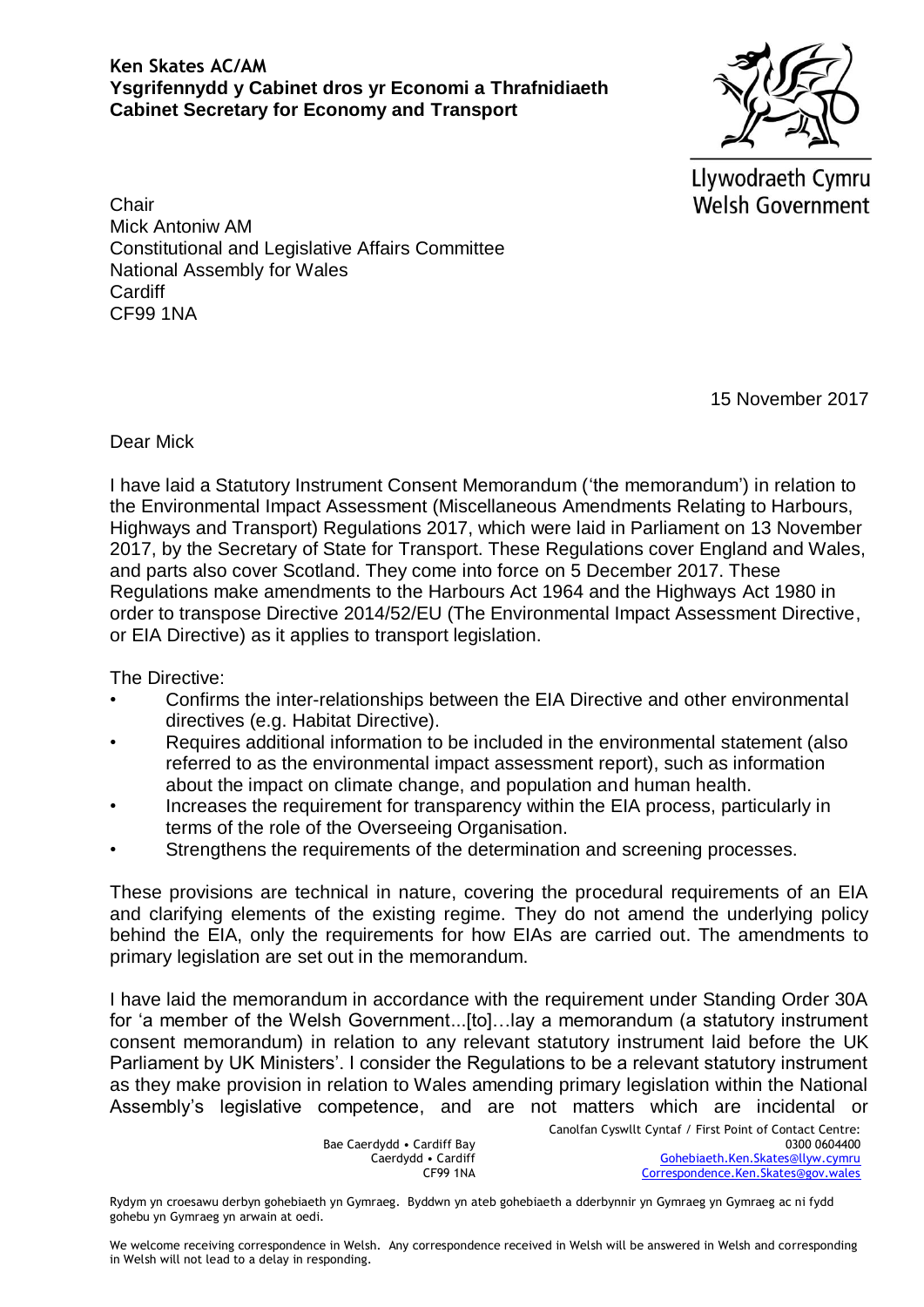**Ken Skates AC/AM**
**Ysgrifennydd y Cabinet dros yr Economi a Thrafnidiaeth**
**Cabinet Secretary for Economy and Transport**

Llywodraeth Cymru
Welsh Government

Chair
Mick Antoniw AM
Constitutional and Legislative Affairs Committee
National Assembly for Wales
Cardiff
CF99 1NA

15 November 2017

Dear Mick

I have laid a Statutory Instrument Consent Memorandum ('the memorandum') in relation to the Environmental Impact Assessment (Miscellaneous Amendments Relating to Harbours, Highways and Transport) Regulations 2017, which were laid in Parliament on 13 November 2017, by the Secretary of State for Transport. These Regulations cover England and Wales, and parts also cover Scotland. They come into force on 5 December 2017. These Regulations make amendments to the Harbours Act 1964 and the Highways Act 1980 in order to transpose Directive 2014/52/EU (The Environmental Impact Assessment Directive, or EIA Directive) as it applies to transport legislation.

The Directive:

- Confirms the inter-relationships between the EIA Directive and other environmental directives (e.g. Habitat Directive).
- Requires additional information to be included in the environmental statement (also referred to as the environmental impact assessment report), such as information about the impact on climate change, and population and human health.
- Increases the requirement for transparency within the EIA process, particularly in terms of the role of the Overseeing Organisation.
- Strengthens the requirements of the determination and screening processes.

These provisions are technical in nature, covering the procedural requirements of an EIA and clarifying elements of the existing regime. They do not amend the underlying policy behind the EIA, only the requirements for how EIAs are carried out. The amendments to primary legislation are set out in the memorandum.

I have laid the memorandum in accordance with the requirement under Standing Order 30A for 'a member of the Welsh Government...[to]…lay a memorandum (a statutory instrument consent memorandum) in relation to any relevant statutory instrument laid before the UK Parliament by UK Ministers'. I consider the Regulations to be a relevant statutory instrument as they make provision in relation to Wales amending primary legislation within the National Assembly's legislative competence, and are not matters which are incidental or

Bae Caerdydd • Cardiff Bay
Caerdydd • Cardiff
CF99 1NA

Canolfan Cyswllt Cyntaf / First Point of Contact Centre:
0300 0604400
Gohebiaeth.Ken.Skates@llyw.cymru
Correspondence.Ken.Skates@gov.wales

Rydym yn croesawu derbyn gohebiaeth yn Gymraeg. Byddwn yn ateb gohebiaeth a dderbynnir yn Gymraeg yn Gymraeg ac ni fydd gohebu yn Gymraeg yn arwain at oedi.

We welcome receiving correspondence in Welsh. Any correspondence received in Welsh will be answered in Welsh and corresponding in Welsh will not lead to a delay in responding.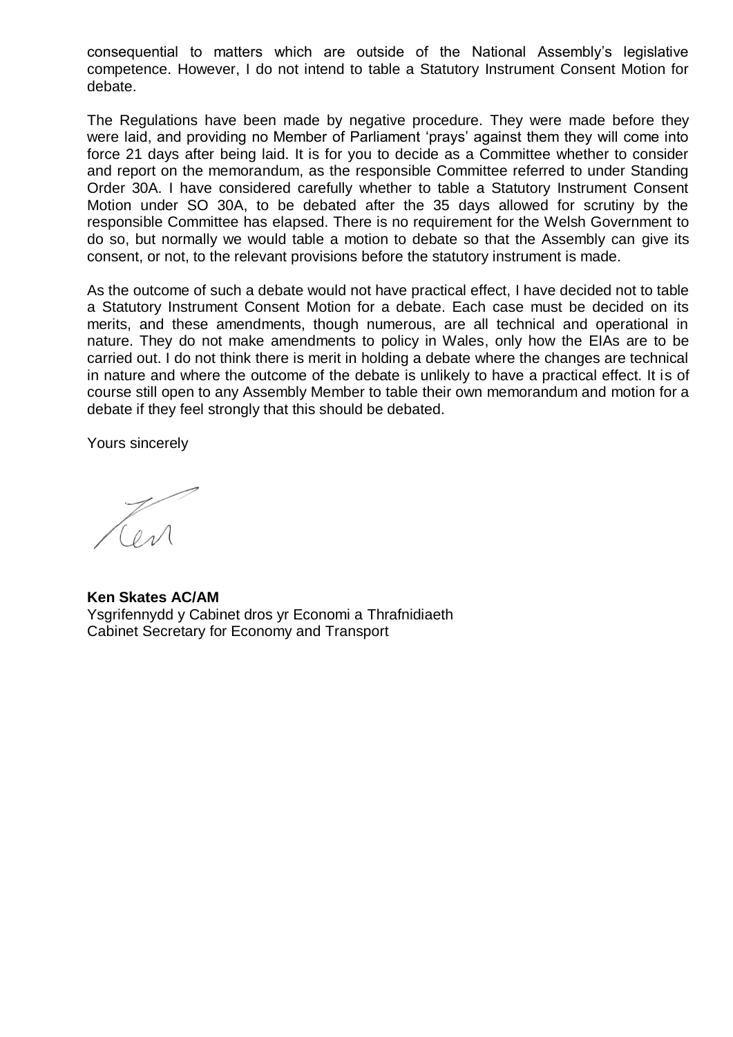consequential to matters which are outside of the National Assembly's legislative competence. However, I do not intend to table a Statutory Instrument Consent Motion for debate.

The Regulations have been made by negative procedure. They were made before they were laid, and providing no Member of Parliament 'prays' against them they will come into force 21 days after being laid. It is for you to decide as a Committee whether to consider and report on the memorandum, as the responsible Committee referred to under Standing Order 30A. I have considered carefully whether to table a Statutory Instrument Consent Motion under SO 30A, to be debated after the 35 days allowed for scrutiny by the responsible Committee has elapsed. There is no requirement for the Welsh Government to do so, but normally we would table a motion to debate so that the Assembly can give its consent, or not, to the relevant provisions before the statutory instrument is made.

As the outcome of such a debate would not have practical effect, I have decided not to table a Statutory Instrument Consent Motion for a debate. Each case must be decided on its merits, and these amendments, though numerous, are all technical and operational in nature. They do not make amendments to policy in Wales, only how the EIAs are to be carried out. I do not think there is merit in holding a debate where the changes are technical in nature and where the outcome of the debate is unlikely to have a practical effect. It is of course still open to any Assembly Member to table their own memorandum and motion for a debate if they feel strongly that this should be debated.

Yours sincerely

**Ken Skates AC/AM**
Ysgrifennydd y Cabinet dros yr Economi a Thrafnidiaeth
Cabinet Secretary for Economy and Transport